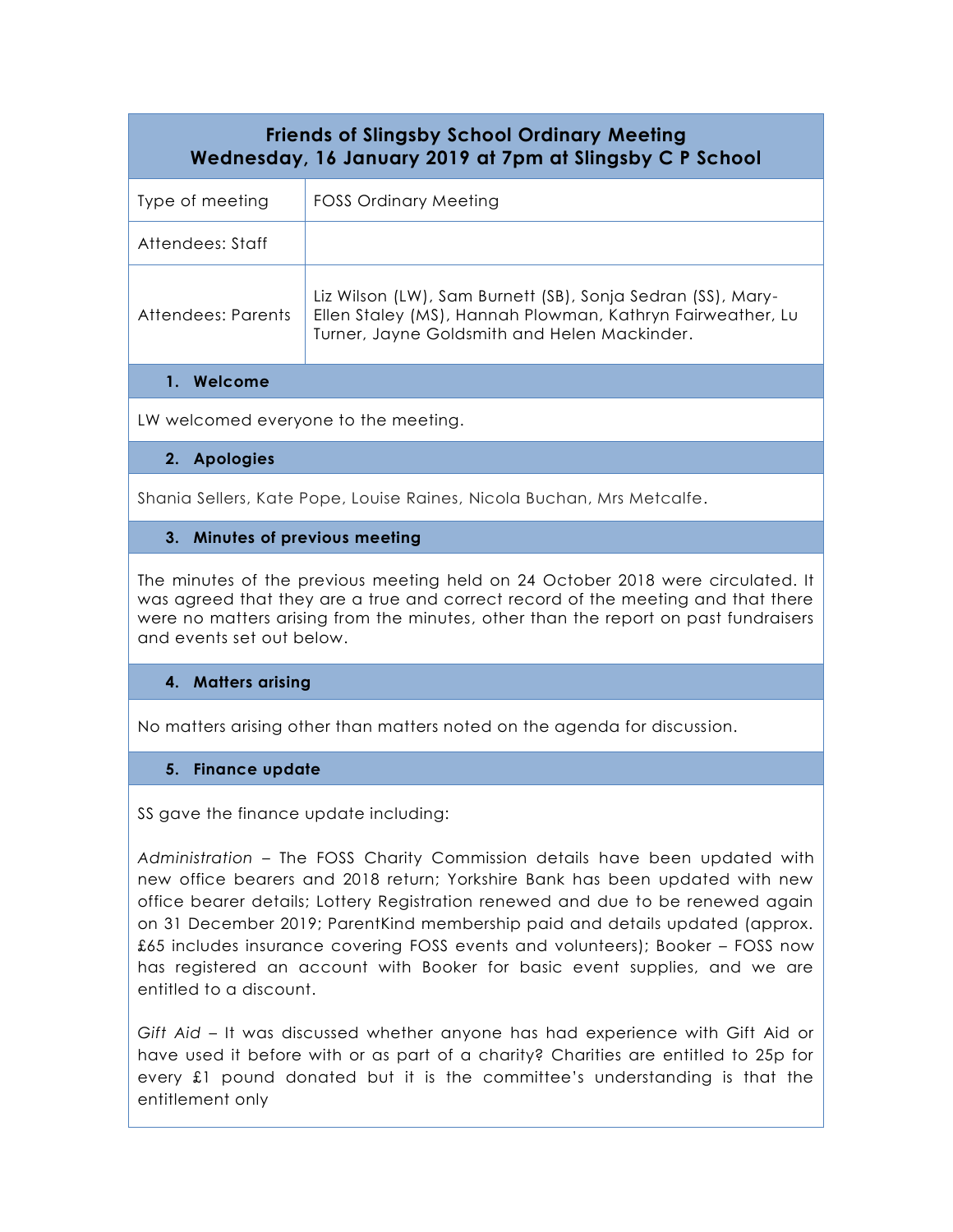# Friends of Slingsby School Ordinary Meeting
## Wednesday, 16 January 2019 at 7pm at Slingsby C P School

| | |
|---|---|
| Type of meeting | FOSS Ordinary Meeting |
| Attendees: Staff | |
| Attendees: Parents | Liz Wilson (LW), Sam Burnett (SB), Sonja Sedran (SS), Mary-Ellen Staley (MS), Hannah Plowman, Kathryn Fairweather, Lu Turner, Jayne Goldsmith and Helen Mackinder. |

### 1. Welcome

LW welcomed everyone to the meeting.

### 2. Apologies

Shania Sellers, Kate Pope, Louise Raines, Nicola Buchan, Mrs Metcalfe.

### 3. Minutes of previous meeting

The minutes of the previous meeting held on 24 October 2018 were circulated. It was agreed that they are a true and correct record of the meeting and that there were no matters arising from the minutes, other than the report on past fundraisers and events set out below.

### 4. Matters arising

No matters arising other than matters noted on the agenda for discussion.

### 5. Finance update

SS gave the finance update including:

*Administration* – The FOSS Charity Commission details have been updated with new office bearers and 2018 return; Yorkshire Bank has been updated with new office bearer details; Lottery Registration renewed and due to be renewed again on 31 December 2019; ParentKind membership paid and details updated (approx. £65 includes insurance covering FOSS events and volunteers); Booker – FOSS now has registered an account with Booker for basic event supplies, and we are entitled to a discount.

*Gift Aid* – It was discussed whether anyone has had experience with Gift Aid or have used it before with or as part of a charity? Charities are entitled to 25p for every £1 pound donated but it is the committee's understanding is that the entitlement only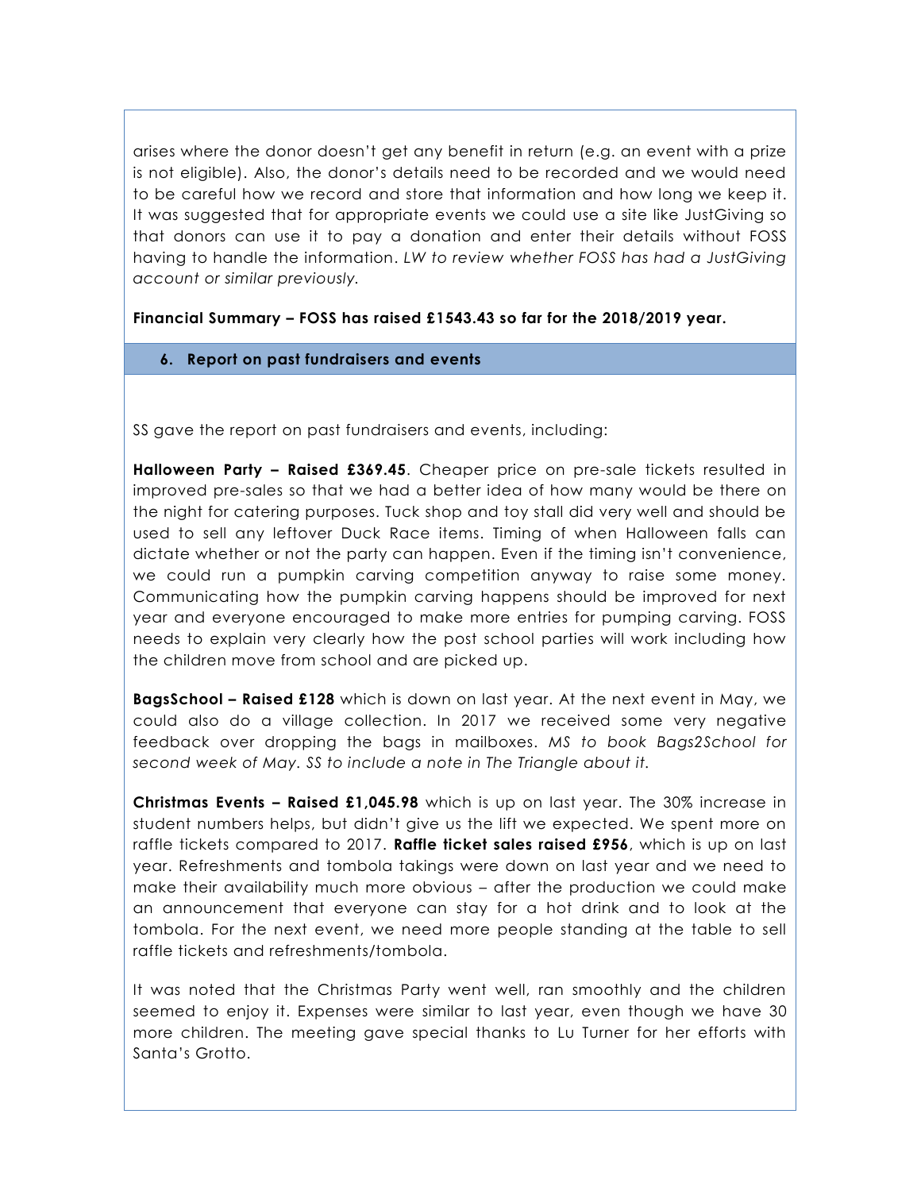arises where the donor doesn't get any benefit in return (e.g. an event with a prize is not eligible). Also, the donor's details need to be recorded and we would need to be careful how we record and store that information and how long we keep it. It was suggested that for appropriate events we could use a site like JustGiving so that donors can use it to pay a donation and enter their details without FOSS having to handle the information. *LW to review whether FOSS has had a JustGiving account or similar previously.*

**Financial Summary – FOSS has raised £1543.43 so far for the 2018/2019 year.**

## 6. Report on past fundraisers and events

SS gave the report on past fundraisers and events, including:

**Halloween Party – Raised £369.45**. Cheaper price on pre-sale tickets resulted in improved pre-sales so that we had a better idea of how many would be there on the night for catering purposes. Tuck shop and toy stall did very well and should be used to sell any leftover Duck Race items. Timing of when Halloween falls can dictate whether or not the party can happen. Even if the timing isn't convenience, we could run a pumpkin carving competition anyway to raise some money. Communicating how the pumpkin carving happens should be improved for next year and everyone encouraged to make more entries for pumping carving. FOSS needs to explain very clearly how the post school parties will work including how the children move from school and are picked up.

**BagsSchool – Raised £128** which is down on last year. At the next event in May, we could also do a village collection. In 2017 we received some very negative feedback over dropping the bags in mailboxes. *MS to book Bags2School for second week of May. SS to include a note in The Triangle about it.*

**Christmas Events – Raised £1,045.98** which is up on last year. The 30% increase in student numbers helps, but didn't give us the lift we expected. We spent more on raffle tickets compared to 2017. **Raffle ticket sales raised £956**, which is up on last year. Refreshments and tombola takings were down on last year and we need to make their availability much more obvious – after the production we could make an announcement that everyone can stay for a hot drink and to look at the tombola. For the next event, we need more people standing at the table to sell raffle tickets and refreshments/tombola.

It was noted that the Christmas Party went well, ran smoothly and the children seemed to enjoy it. Expenses were similar to last year, even though we have 30 more children. The meeting gave special thanks to Lu Turner for her efforts with Santa's Grotto.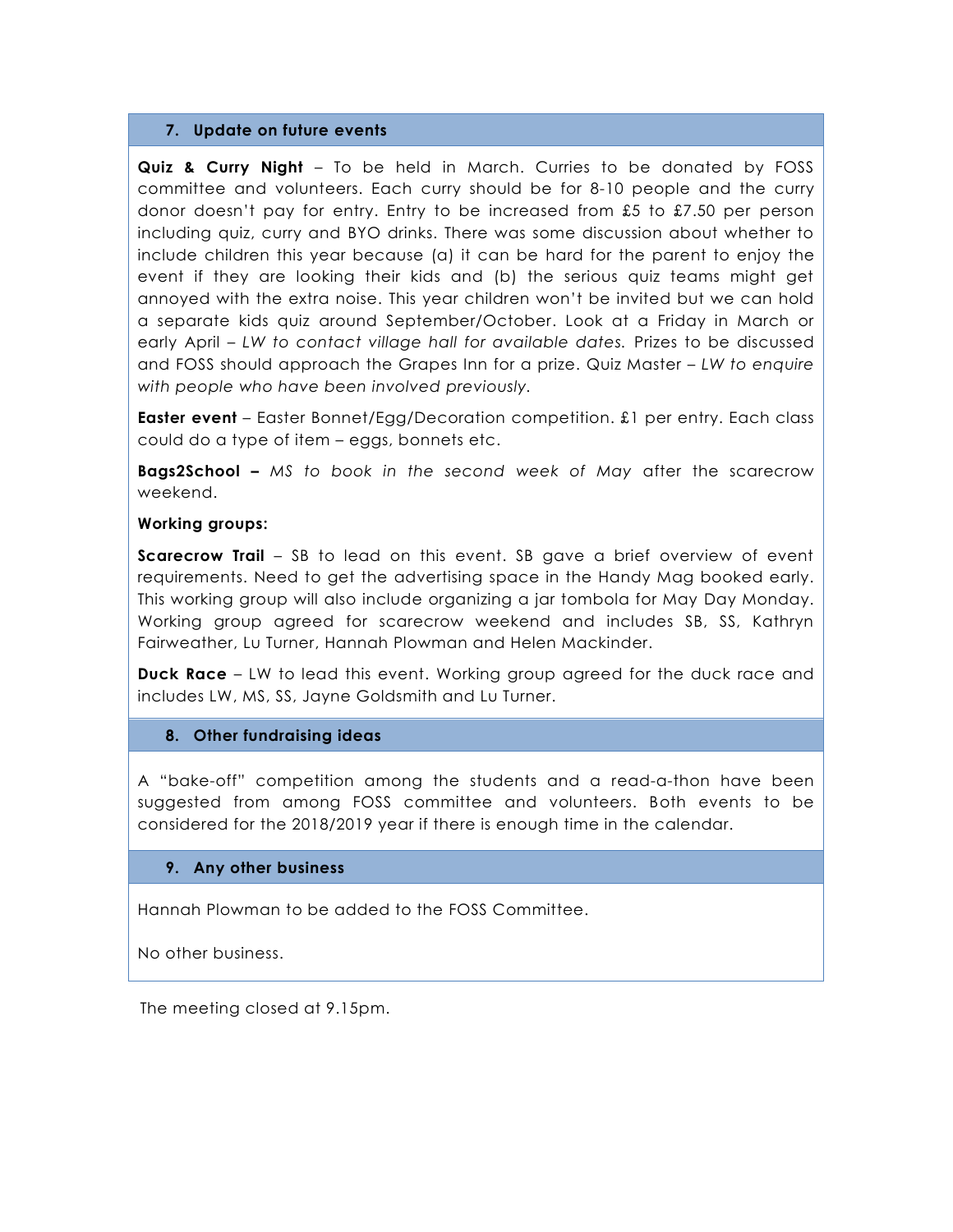## 7. Update on future events

**Quiz & Curry Night** – To be held in March. Curries to be donated by FOSS committee and volunteers. Each curry should be for 8-10 people and the curry donor doesn't pay for entry. Entry to be increased from £5 to £7.50 per person including quiz, curry and BYO drinks. There was some discussion about whether to include children this year because (a) it can be hard for the parent to enjoy the event if they are looking their kids and (b) the serious quiz teams might get annoyed with the extra noise. This year children won't be invited but we can hold a separate kids quiz around September/October. Look at a Friday in March or early April – *LW to contact village hall for available dates.* Prizes to be discussed and FOSS should approach the Grapes Inn for a prize. Quiz Master – *LW to enquire with people who have been involved previously.*

**Easter event** – Easter Bonnet/Egg/Decoration competition. £1 per entry. Each class could do a type of item – eggs, bonnets etc.

**Bags2School –** *MS to book in the second week of May* after the scarecrow weekend.

**Working groups:**

**Scarecrow Trail** – SB to lead on this event. SB gave a brief overview of event requirements. Need to get the advertising space in the Handy Mag booked early. This working group will also include organizing a jar tombola for May Day Monday. Working group agreed for scarecrow weekend and includes SB, SS, Kathryn Fairweather, Lu Turner, Hannah Plowman and Helen Mackinder.

**Duck Race** – LW to lead this event. Working group agreed for the duck race and includes LW, MS, SS, Jayne Goldsmith and Lu Turner.

## 8. Other fundraising ideas

A "bake-off" competition among the students and a read-a-thon have been suggested from among FOSS committee and volunteers. Both events to be considered for the 2018/2019 year if there is enough time in the calendar.

## 9. Any other business

Hannah Plowman to be added to the FOSS Committee.

No other business.

The meeting closed at 9.15pm.